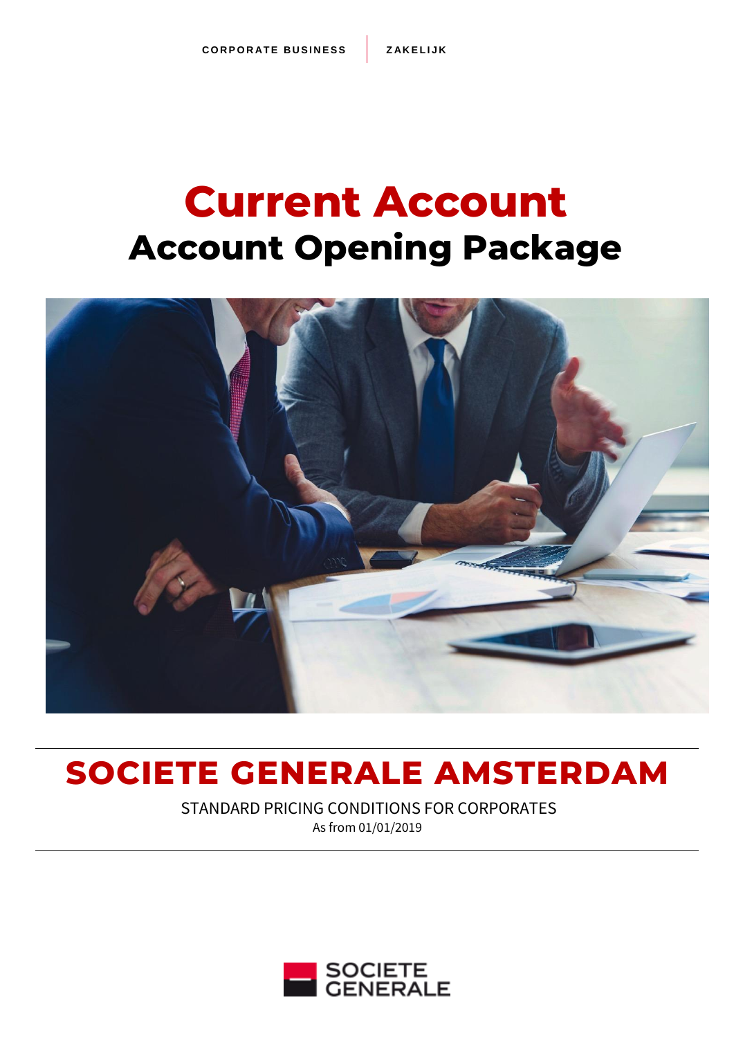CORPORATE BUSINESS | ZAKELIJK

# Current Account

## Account Opening Package

# SOCIETE GENERALE AMSTERDAM

STANDARD PRICING CONDITIONS FOR CORPORATES

As from 01/01/2019

SOCIETE GENERALE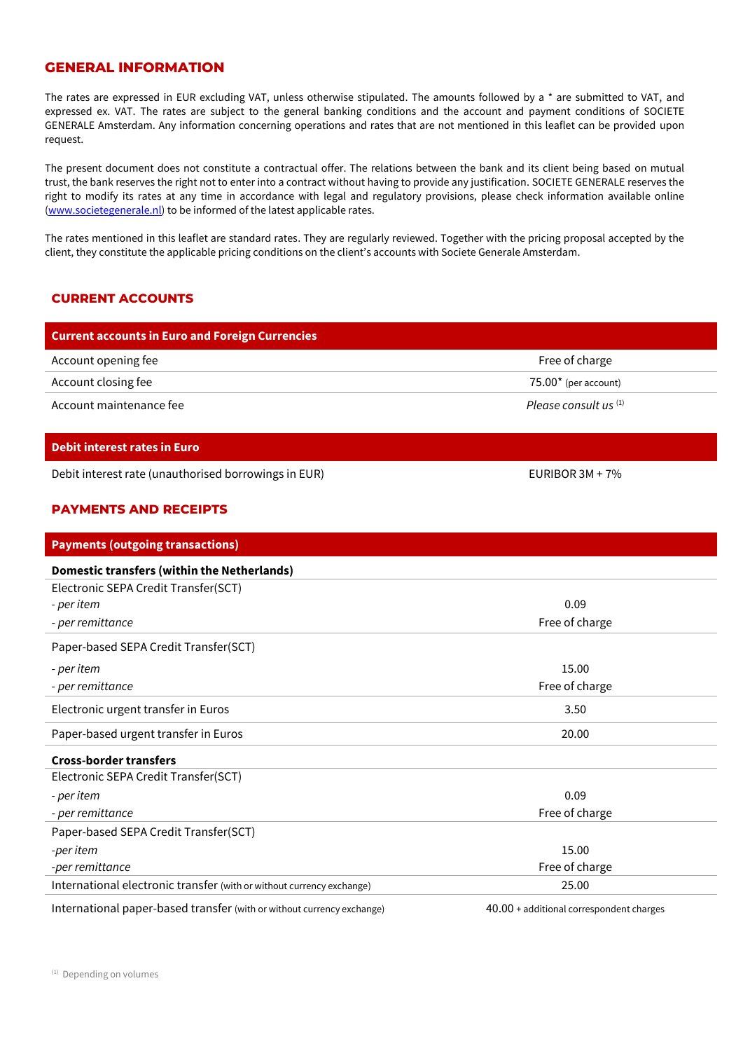## GENERAL INFORMATION

The rates are expressed in EUR excluding VAT, unless otherwise stipulated. The amounts followed by a * are submitted to VAT, and expressed ex. VAT. The rates are subject to the general banking conditions and the account and payment conditions of SOCIETE GENERALE Amsterdam. Any information concerning operations and rates that are not mentioned in this leaflet can be provided upon request.

The present document does not constitute a contractual offer. The relations between the bank and its client being based on mutual trust, the bank reserves the right not to enter into a contract without having to provide any justification. SOCIETE GENERALE reserves the right to modify its rates at any time in accordance with legal and regulatory provisions, please check information available online ([www.societegenerale.nl](http://www.societegenerale.nl)) to be informed of the latest applicable rates.

The rates mentioned in this leaflet are standard rates. They are regularly reviewed. Together with the pricing proposal accepted by the client, they constitute the applicable pricing conditions on the client's accounts with Societe Generale Amsterdam.

## CURRENT ACCOUNTS

| **Current accounts in Euro and Foreign Currencies** | |
|---|---|
| Account opening fee | Free of charge |
| Account closing fee | 75.00* (per account) |
| Account maintenance fee | *Please consult us* [1] |

| **Debit interest rates in Euro** | |
|---|---|
| Debit interest rate (unauthorised borrowings in EUR) | EURIBOR 3M + 7% |

## PAYMENTS AND RECEIPTS

| **Payments (outgoing transactions)** | |
|---|---|
| **Domestic transfers (within the Netherlands)** | |
| Electronic SEPA Credit Transfer(SCT) | |
| *- per item* | 0.09 |
| *- per remittance* | Free of charge |
| Paper-based SEPA Credit Transfer(SCT) | |
| *- per item* | 15.00 |
| *- per remittance* | Free of charge |
| Electronic urgent transfer in Euros | 3.50 |
| Paper-based urgent transfer in Euros | 20.00 |
| **Cross-border transfers** | |
| Electronic SEPA Credit Transfer(SCT) | |
| *- per item* | 0.09 |
| *- per remittance* | Free of charge |
| Paper-based SEPA Credit Transfer(SCT) | |
| *-per item* | 15.00 |
| *-per remittance* | Free of charge |
| International electronic transfer (with or without currency exchange) | 25.00 |
| International paper-based transfer (with or without currency exchange) | 40.00 + additional correspondent charges |

[1] Depending on volumes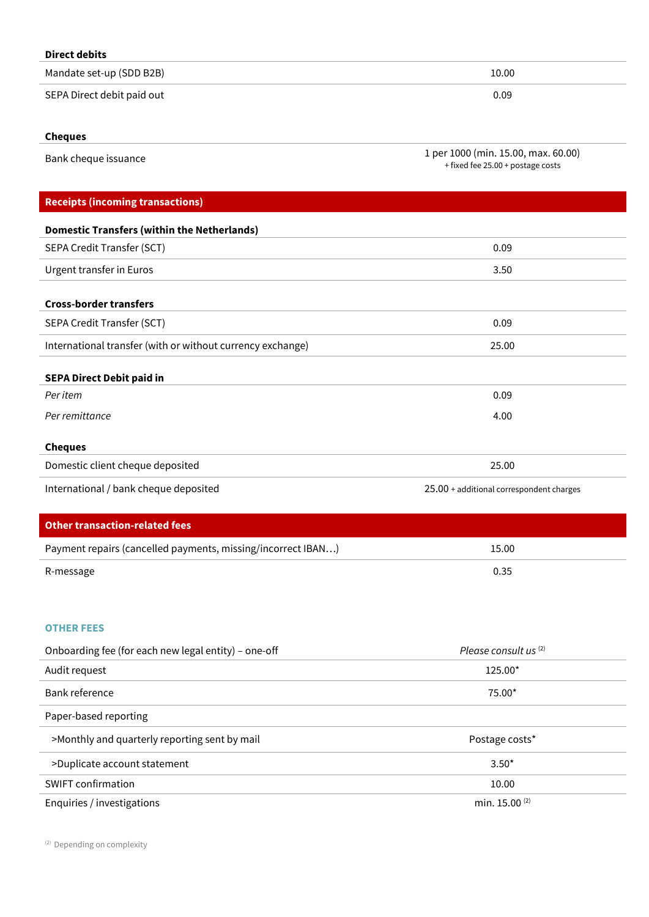| **Direct debits** | |
|---|---|
| Mandate set-up (SDD B2B) | 10.00 |
| SEPA Direct debit paid out | 0.09 |

| **Cheques** | |
|---|---|
| Bank cheque issuance | 1 per 1000 (min. 15.00, max. 60.00) + fixed fee 25.00 + postage costs |

## Receipts (incoming transactions)

| **Domestic Transfers (within the Netherlands)** | |
|---|---|
| SEPA Credit Transfer (SCT) | 0.09 |
| Urgent transfer in Euros | 3.50 |

| **Cross-border transfers** | |
|---|---|
| SEPA Credit Transfer (SCT) | 0.09 |
| International transfer (with or without currency exchange) | 25.00 |

| **SEPA Direct Debit paid in** | |
|---|---|
| *Per item* | 0.09 |
| *Per remittance* | 4.00 |

| **Cheques** | |
|---|---|
| Domestic client cheque deposited | 25.00 |
| International / bank cheque deposited | 25.00 + additional correspondent charges |

## Other transaction-related fees

| | |
|---|---|
| Payment repairs (cancelled payments, missing/incorrect IBAN…) | 15.00 |
| R-message | 0.35 |

## OTHER FEES

| | |
|---|---|
| Onboarding fee (for each new legal entity) – one-off | *Please consult us* [2] |
| Audit request | 125.00* |
| Bank reference | 75.00* |
| Paper-based reporting | |
| >Monthly and quarterly reporting sent by mail | Postage costs* |
| >Duplicate account statement | 3.50* |
| SWIFT confirmation | 10.00 |
| Enquiries / investigations | min. 15.00 [2] |

[2] Depending on complexity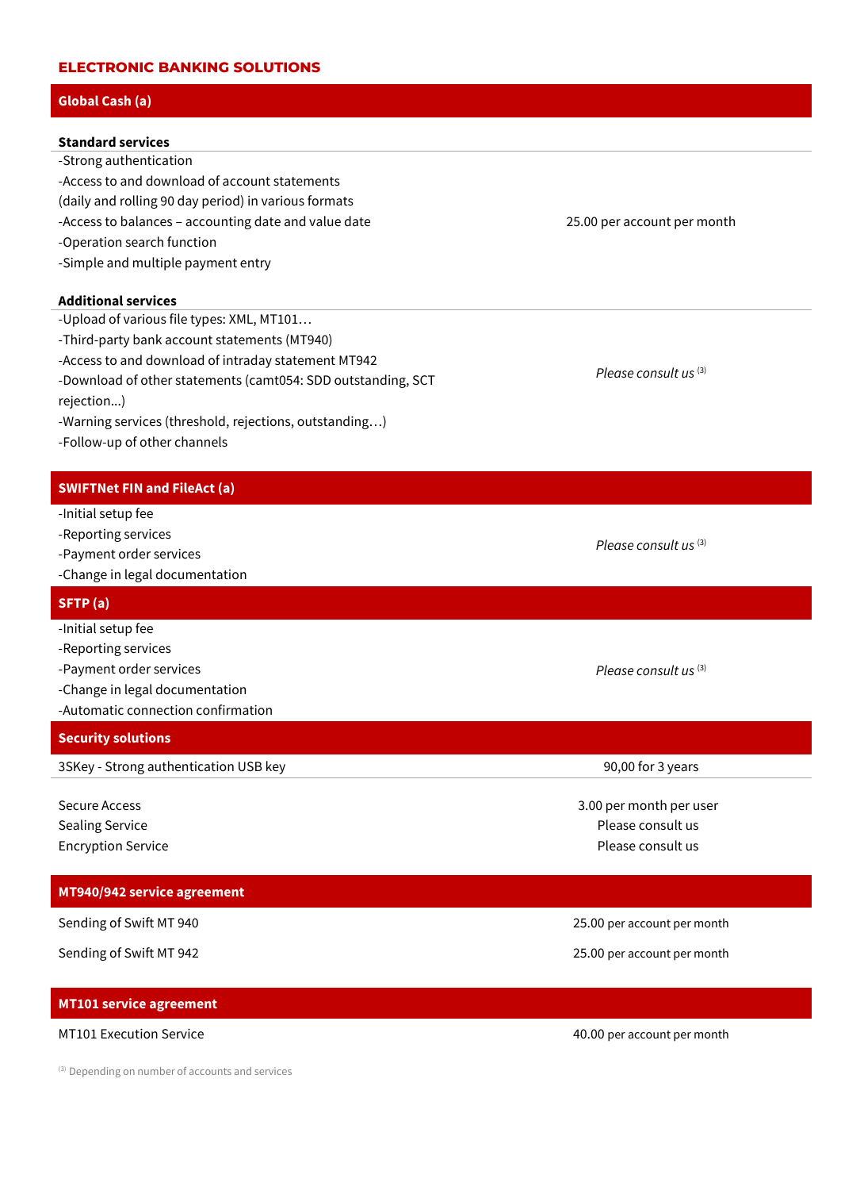# ELECTRONIC BANKING SOLUTIONS

## Global Cash (a)

| **Standard services** | |
|---|---|
| -Strong authentication<br>-Access to and download of account statements (daily and rolling 90 day period) in various formats<br>-Access to balances – accounting date and value date<br>-Operation search function<br>-Simple and multiple payment entry | 25.00 per account per month |

| **Additional services** | |
|---|---|
| -Upload of various file types: XML, MT101…<br>-Third-party bank account statements (MT940)<br>-Access to and download of intraday statement MT942<br>-Download of other statements (camt054: SDD outstanding, SCT rejection...)<br>-Warning services (threshold, rejections, outstanding…)<br>-Follow-up of other channels | *Please consult us* [3] |

## SWIFTNet FIN and FileAct (a)

| | |
|---|---|
| -Initial setup fee<br>-Reporting services<br>-Payment order services<br>-Change in legal documentation | *Please consult us* [3] |

## SFTP (a)

| | |
|---|---|
| -Initial setup fee<br>-Reporting services<br>-Payment order services<br>-Change in legal documentation<br>-Automatic connection confirmation | *Please consult us* [3] |

## Security solutions

| | |
|---|---|
| 3SKey - Strong authentication USB key | 90,00 for 3 years |
| Secure Access | 3.00 per month per user |
| Sealing Service | Please consult us |
| Encryption Service | Please consult us |

## MT940/942 service agreement

| | |
|---|---|
| Sending of Swift MT 940 | 25.00 per account per month |
| Sending of Swift MT 942 | 25.00 per account per month |

## MT101 service agreement

| | |
|---|---|
| MT101 Execution Service | 40.00 per account per month |

[3] Depending on number of accounts and services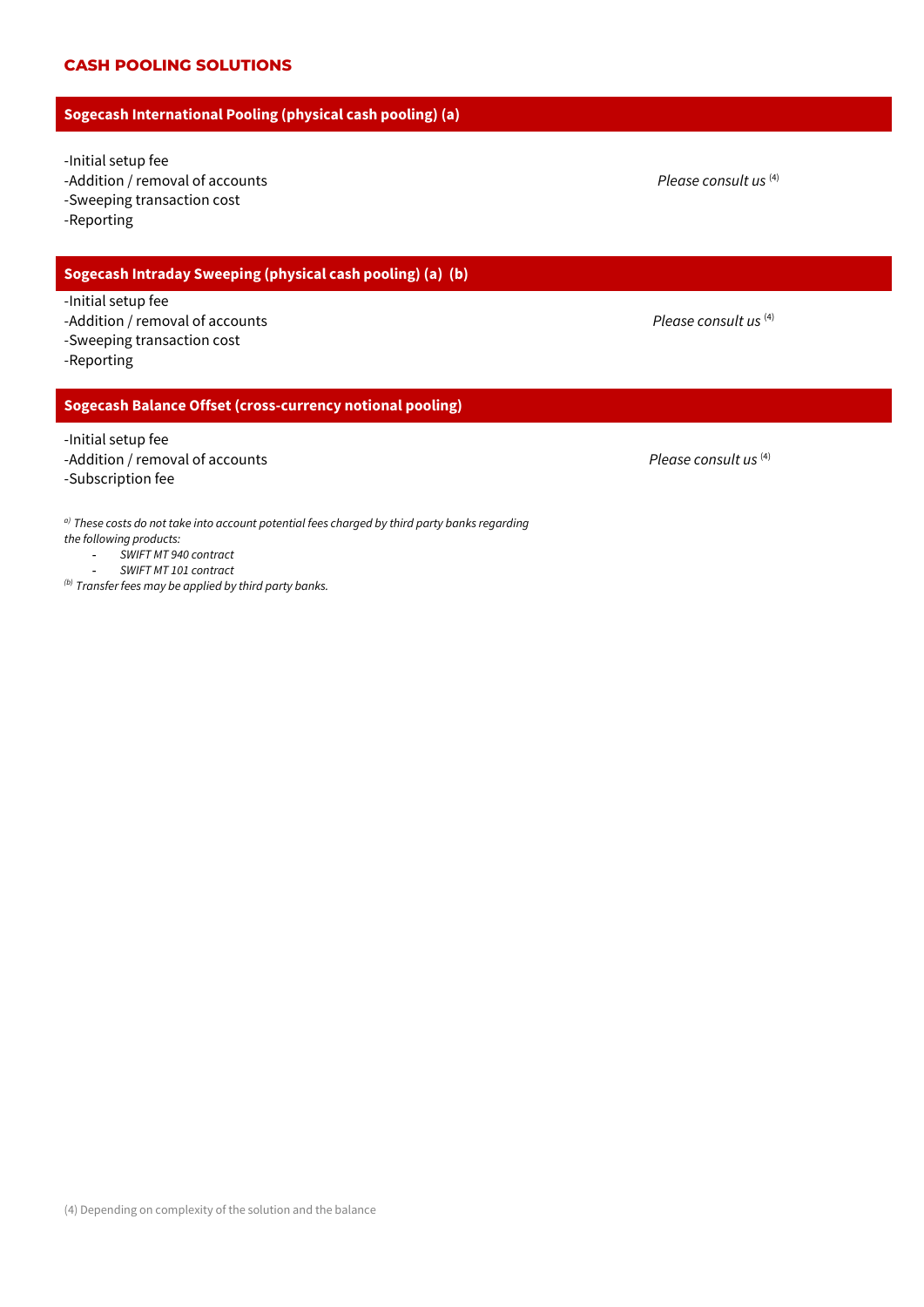## CASH POOLING SOLUTIONS

### Sogecash International Pooling (physical cash pooling) (a)

| | |
|---|---|
| -Initial setup fee<br>-Addition / removal of accounts<br>-Sweeping transaction cost<br>-Reporting | *Please consult us* [4] |

### Sogecash Intraday Sweeping (physical cash pooling) (a) (b)

| | |
|---|---|
| -Initial setup fee<br>-Addition / removal of accounts<br>-Sweeping transaction cost<br>-Reporting | *Please consult us* [4] |

### Sogecash Balance Offset (cross-currency notional pooling)

| | |
|---|---|
| -Initial setup fee<br>-Addition / removal of accounts<br>-Subscription fee | *Please consult us* [4] |

*[a] These costs do not take into account potential fees charged by third party banks regarding the following products:*

- *SWIFT MT 940 contract*
- *SWIFT MT 101 contract*

*[b] Transfer fees may be applied by third party banks.*

(4) Depending on complexity of the solution and the balance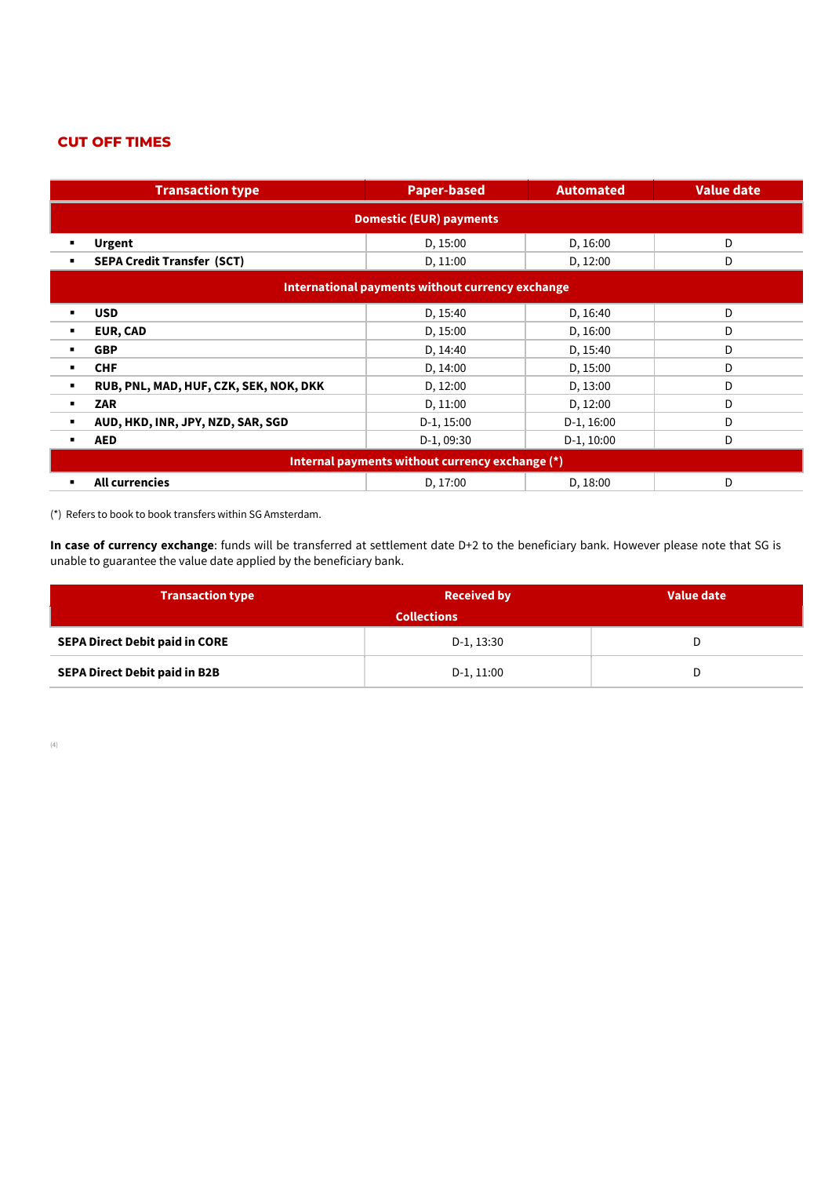## CUT OFF TIMES

| Transaction type | Paper-based | Automated | Value date |
|---|---|---|---|
| **Domestic (EUR) payments** | | | |
| ▪ **Urgent** | D, 15:00 | D, 16:00 | D |
| ▪ **SEPA Credit Transfer (SCT)** | D, 11:00 | D, 12:00 | D |
| **International payments without currency exchange** | | | |
| ▪ **USD** | D, 15:40 | D, 16:40 | D |
| ▪ **EUR, CAD** | D, 15:00 | D, 16:00 | D |
| ▪ **GBP** | D, 14:40 | D, 15:40 | D |
| ▪ **CHF** | D, 14:00 | D, 15:00 | D |
| ▪ **RUB, PNL, MAD, HUF, CZK, SEK, NOK, DKK** | D, 12:00 | D, 13:00 | D |
| ▪ **ZAR** | D, 11:00 | D, 12:00 | D |
| ▪ **AUD, HKD, INR, JPY, NZD, SAR, SGD** | D-1, 15:00 | D-1, 16:00 | D |
| ▪ **AED** | D-1, 09:30 | D-1, 10:00 | D |
| **Internal payments without currency exchange (*)** | | | |
| ▪ **All currencies** | D, 17:00 | D, 18:00 | D |

(*) Refers to book to book transfers within SG Amsterdam.

**In case of currency exchange**: funds will be transferred at settlement date D+2 to the beneficiary bank. However please note that SG is unable to guarantee the value date applied by the beneficiary bank.

| Transaction type | Received by | Value date |
|---|---|---|
| **Collections** | | |
| **SEPA Direct Debit paid in CORE** | D-1, 13:30 | D |
| **SEPA Direct Debit paid in B2B** | D-1, 11:00 | D |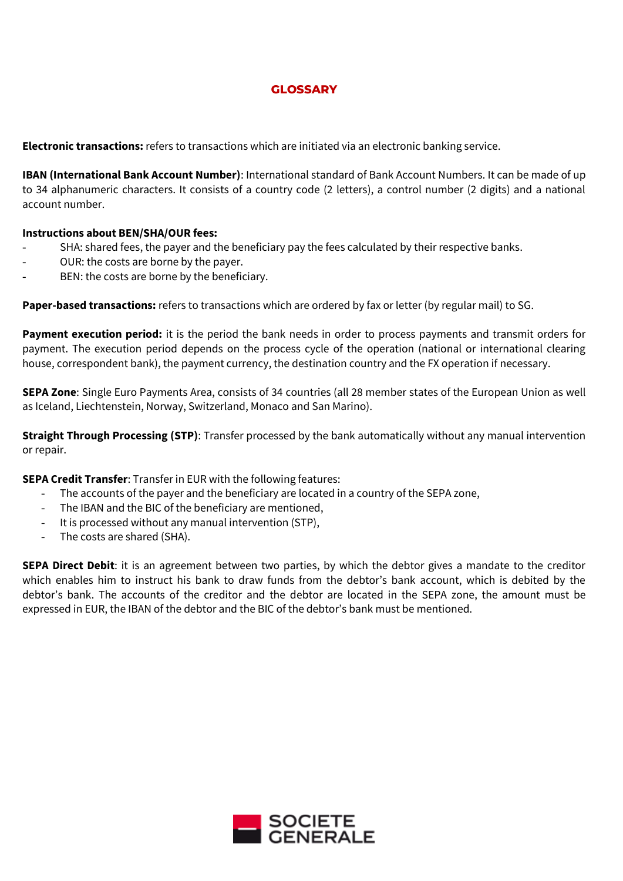# GLOSSARY

**Electronic transactions:** refers to transactions which are initiated via an electronic banking service.

**IBAN (International Bank Account Number)**: International standard of Bank Account Numbers. It can be made of up to 34 alphanumeric characters. It consists of a country code (2 letters), a control number (2 digits) and a national account number.

**Instructions about BEN/SHA/OUR fees:**

- SHA: shared fees, the payer and the beneficiary pay the fees calculated by their respective banks.
- OUR: the costs are borne by the payer.
- BEN: the costs are borne by the beneficiary.

**Paper-based transactions:** refers to transactions which are ordered by fax or letter (by regular mail) to SG.

**Payment execution period:** it is the period the bank needs in order to process payments and transmit orders for payment. The execution period depends on the process cycle of the operation (national or international clearing house, correspondent bank), the payment currency, the destination country and the FX operation if necessary.

**SEPA Zone**: Single Euro Payments Area, consists of 34 countries (all 28 member states of the European Union as well as Iceland, Liechtenstein, Norway, Switzerland, Monaco and San Marino).

**Straight Through Processing (STP)**: Transfer processed by the bank automatically without any manual intervention or repair.

**SEPA Credit Transfer**: Transfer in EUR with the following features:

- The accounts of the payer and the beneficiary are located in a country of the SEPA zone,
- The IBAN and the BIC of the beneficiary are mentioned,
- It is processed without any manual intervention (STP),
- The costs are shared (SHA).

**SEPA Direct Debit**: it is an agreement between two parties, by which the debtor gives a mandate to the creditor which enables him to instruct his bank to draw funds from the debtor's bank account, which is debited by the debtor's bank. The accounts of the creditor and the debtor are located in the SEPA zone, the amount must be expressed in EUR, the IBAN of the debtor and the BIC of the debtor's bank must be mentioned.